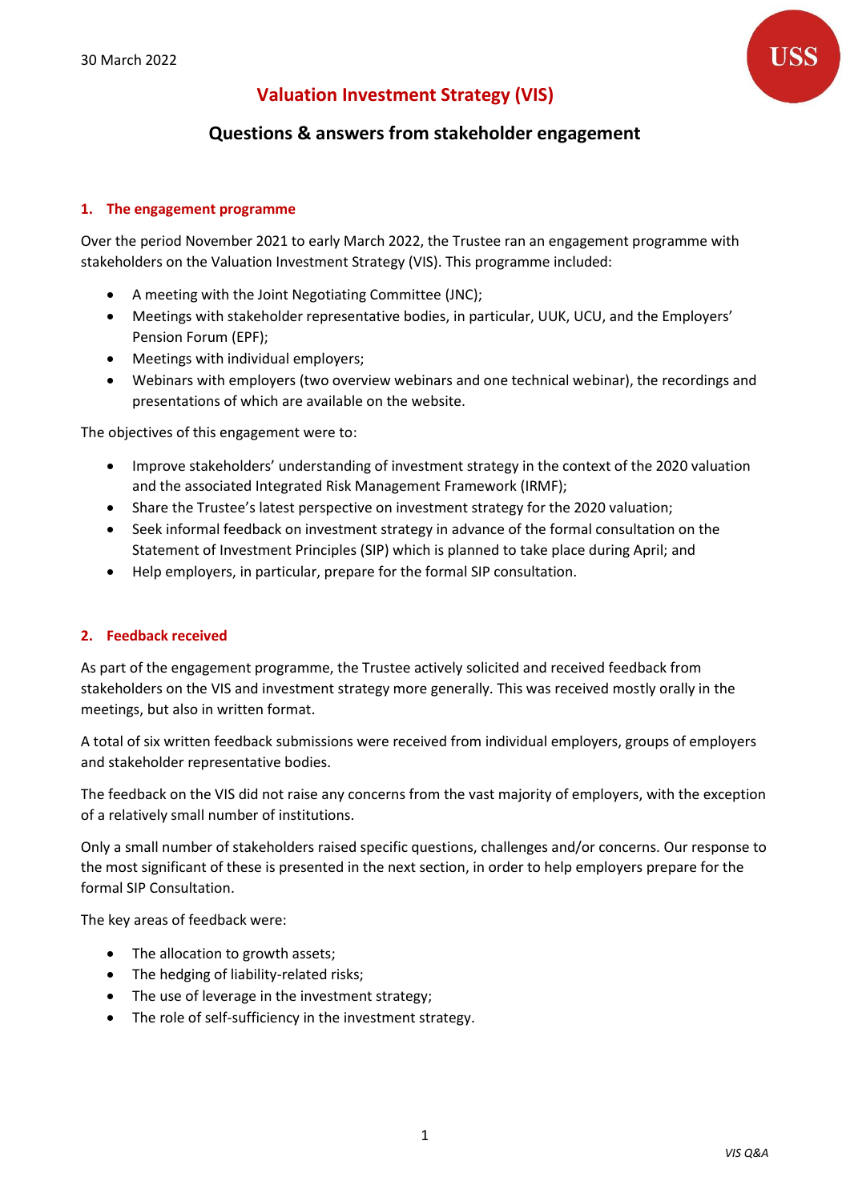30 March 2022

# Valuation Investment Strategy (VIS)

## Questions & answers from stakeholder engagement

### 1. The engagement programme

Over the period November 2021 to early March 2022, the Trustee ran an engagement programme with stakeholders on the Valuation Investment Strategy (VIS). This programme included:

- A meeting with the Joint Negotiating Committee (JNC);
- Meetings with stakeholder representative bodies, in particular, UUK, UCU, and the Employers' Pension Forum (EPF);
- Meetings with individual employers;
- Webinars with employers (two overview webinars and one technical webinar), the recordings and presentations of which are available on the website.

The objectives of this engagement were to:

- Improve stakeholders' understanding of investment strategy in the context of the 2020 valuation and the associated Integrated Risk Management Framework (IRMF);
- Share the Trustee's latest perspective on investment strategy for the 2020 valuation;
- Seek informal feedback on investment strategy in advance of the formal consultation on the Statement of Investment Principles (SIP) which is planned to take place during April; and
- Help employers, in particular, prepare for the formal SIP consultation.

### 2. Feedback received

As part of the engagement programme, the Trustee actively solicited and received feedback from stakeholders on the VIS and investment strategy more generally. This was received mostly orally in the meetings, but also in written format.

A total of six written feedback submissions were received from individual employers, groups of employers and stakeholder representative bodies.

The feedback on the VIS did not raise any concerns from the vast majority of employers, with the exception of a relatively small number of institutions.

Only a small number of stakeholders raised specific questions, challenges and/or concerns. Our response to the most significant of these is presented in the next section, in order to help employers prepare for the formal SIP Consultation.

The key areas of feedback were:

- The allocation to growth assets;
- The hedging of liability-related risks;
- The use of leverage in the investment strategy;
- The role of self-sufficiency in the investment strategy.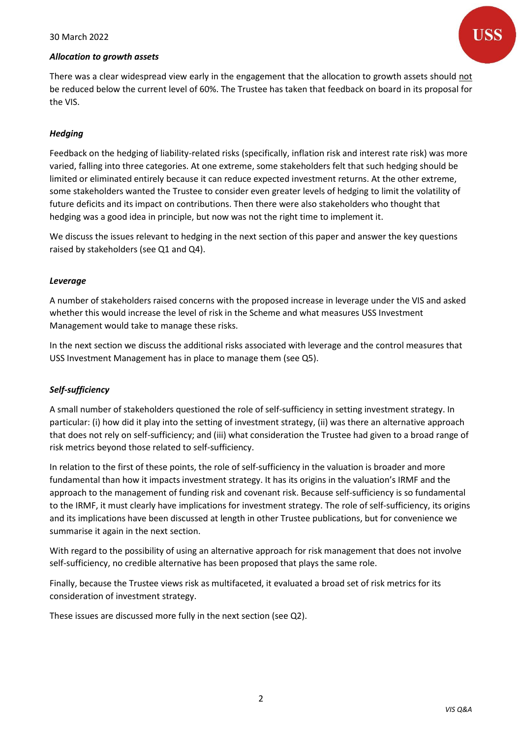*Allocation to growth assets*

There was a clear widespread view early in the engagement that the allocation to growth assets should not be reduced below the current level of 60%. The Trustee has taken that feedback on board in its proposal for the VIS.

*Hedging*

Feedback on the hedging of liability-related risks (specifically, inflation risk and interest rate risk) was more varied, falling into three categories. At one extreme, some stakeholders felt that such hedging should be limited or eliminated entirely because it can reduce expected investment returns. At the other extreme, some stakeholders wanted the Trustee to consider even greater levels of hedging to limit the volatility of future deficits and its impact on contributions. Then there were also stakeholders who thought that hedging was a good idea in principle, but now was not the right time to implement it.

We discuss the issues relevant to hedging in the next section of this paper and answer the key questions raised by stakeholders (see Q1 and Q4).

*Leverage*

A number of stakeholders raised concerns with the proposed increase in leverage under the VIS and asked whether this would increase the level of risk in the Scheme and what measures USS Investment Management would take to manage these risks.

In the next section we discuss the additional risks associated with leverage and the control measures that USS Investment Management has in place to manage them (see Q5).

*Self-sufficiency*

A small number of stakeholders questioned the role of self-sufficiency in setting investment strategy. In particular: (i) how did it play into the setting of investment strategy, (ii) was there an alternative approach that does not rely on self-sufficiency; and (iii) what consideration the Trustee had given to a broad range of risk metrics beyond those related to self-sufficiency.

In relation to the first of these points, the role of self-sufficiency in the valuation is broader and more fundamental than how it impacts investment strategy. It has its origins in the valuation's IRMF and the approach to the management of funding risk and covenant risk. Because self-sufficiency is so fundamental to the IRMF, it must clearly have implications for investment strategy. The role of self-sufficiency, its origins and its implications have been discussed at length in other Trustee publications, but for convenience we summarise it again in the next section.

With regard to the possibility of using an alternative approach for risk management that does not involve self-sufficiency, no credible alternative has been proposed that plays the same role.

Finally, because the Trustee views risk as multifaceted, it evaluated a broad set of risk metrics for its consideration of investment strategy.

These issues are discussed more fully in the next section (see Q2).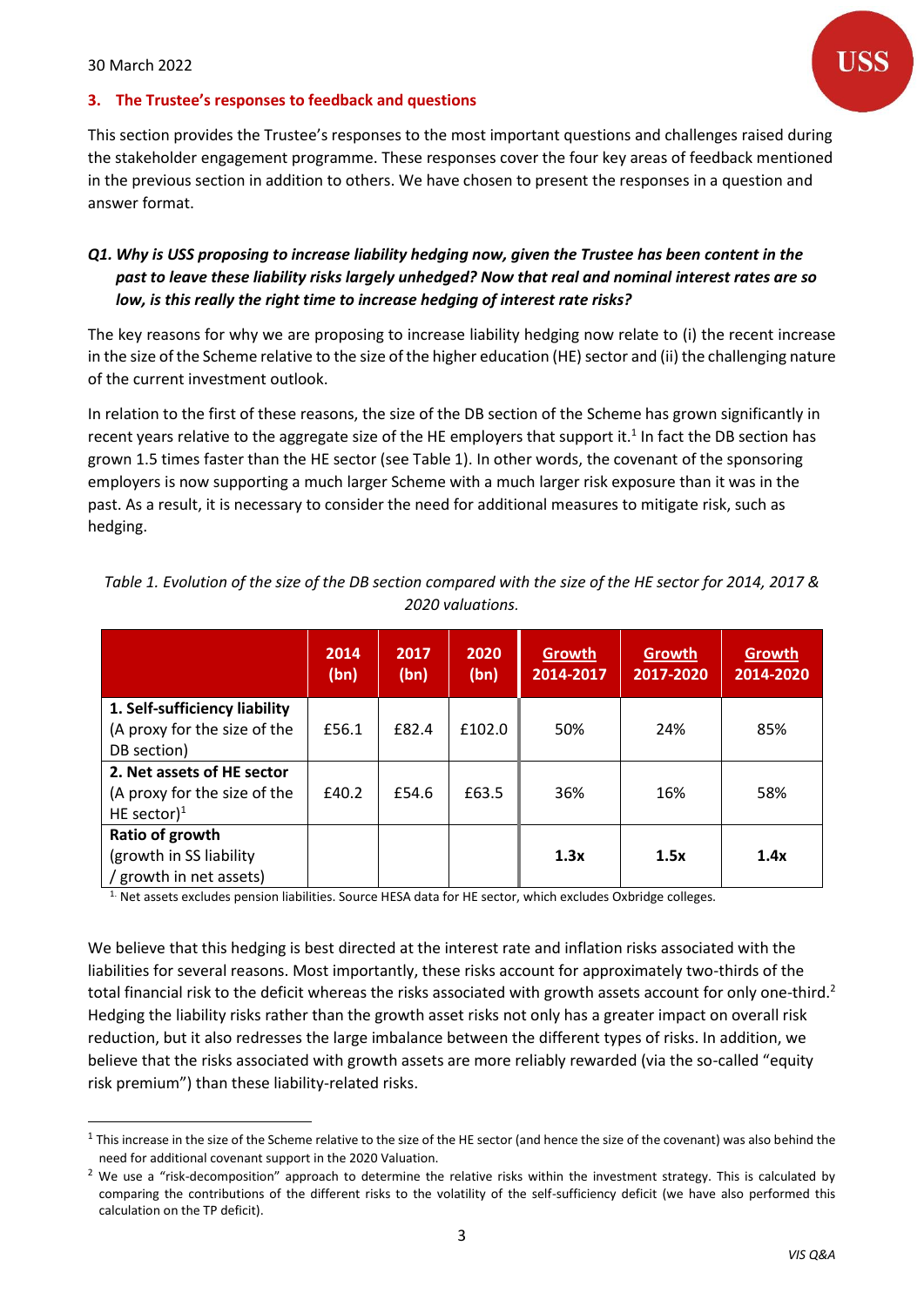30 March 2022

## 3. The Trustee's responses to feedback and questions

This section provides the Trustee's responses to the most important questions and challenges raised during the stakeholder engagement programme. These responses cover the four key areas of feedback mentioned in the previous section in addition to others. We have chosen to present the responses in a question and answer format.

### *Q1. Why is USS proposing to increase liability hedging now, given the Trustee has been content in the past to leave these liability risks largely unhedged? Now that real and nominal interest rates are so low, is this really the right time to increase hedging of interest rate risks?*

The key reasons for why we are proposing to increase liability hedging now relate to (i) the recent increase in the size of the Scheme relative to the size of the higher education (HE) sector and (ii) the challenging nature of the current investment outlook.

In relation to the first of these reasons, the size of the DB section of the Scheme has grown significantly in recent years relative to the aggregate size of the HE employers that support it.[1] In fact the DB section has grown 1.5 times faster than the HE sector (see Table 1). In other words, the covenant of the sponsoring employers is now supporting a much larger Scheme with a much larger risk exposure than it was in the past. As a result, it is necessary to consider the need for additional measures to mitigate risk, such as hedging.

*Table 1. Evolution of the size of the DB section compared with the size of the HE sector for 2014, 2017 & 2020 valuations.*

| | 2014 (bn) | 2017 (bn) | 2020 (bn) | Growth 2014-2017 | Growth 2017-2020 | Growth 2014-2020 |
|---|---|---|---|---|---|---|
| **1. Self-sufficiency liability** (A proxy for the size of the DB section) | £56.1 | £82.4 | £102.0 | 50% | 24% | 85% |
| **2. Net assets of HE sector** (A proxy for the size of the HE sector)[1] | £40.2 | £54.6 | £63.5 | 36% | 16% | 58% |
| **Ratio of growth** (growth in SS liability / growth in net assets) | | | | **1.3x** | **1.5x** | **1.4x** |

[1] Net assets excludes pension liabilities. Source HESA data for HE sector, which excludes Oxbridge colleges.

We believe that this hedging is best directed at the interest rate and inflation risks associated with the liabilities for several reasons. Most importantly, these risks account for approximately two-thirds of the total financial risk to the deficit whereas the risks associated with growth assets account for only one-third.[2] Hedging the liability risks rather than the growth asset risks not only has a greater impact on overall risk reduction, but it also redresses the large imbalance between the different types of risks. In addition, we believe that the risks associated with growth assets are more reliably rewarded (via the so-called "equity risk premium") than these liability-related risks.

[1] This increase in the size of the Scheme relative to the size of the HE sector (and hence the size of the covenant) was also behind the need for additional covenant support in the 2020 Valuation.

[2] We use a "risk-decomposition" approach to determine the relative risks within the investment strategy. This is calculated by comparing the contributions of the different risks to the volatility of the self-sufficiency deficit (we have also performed this calculation on the TP deficit).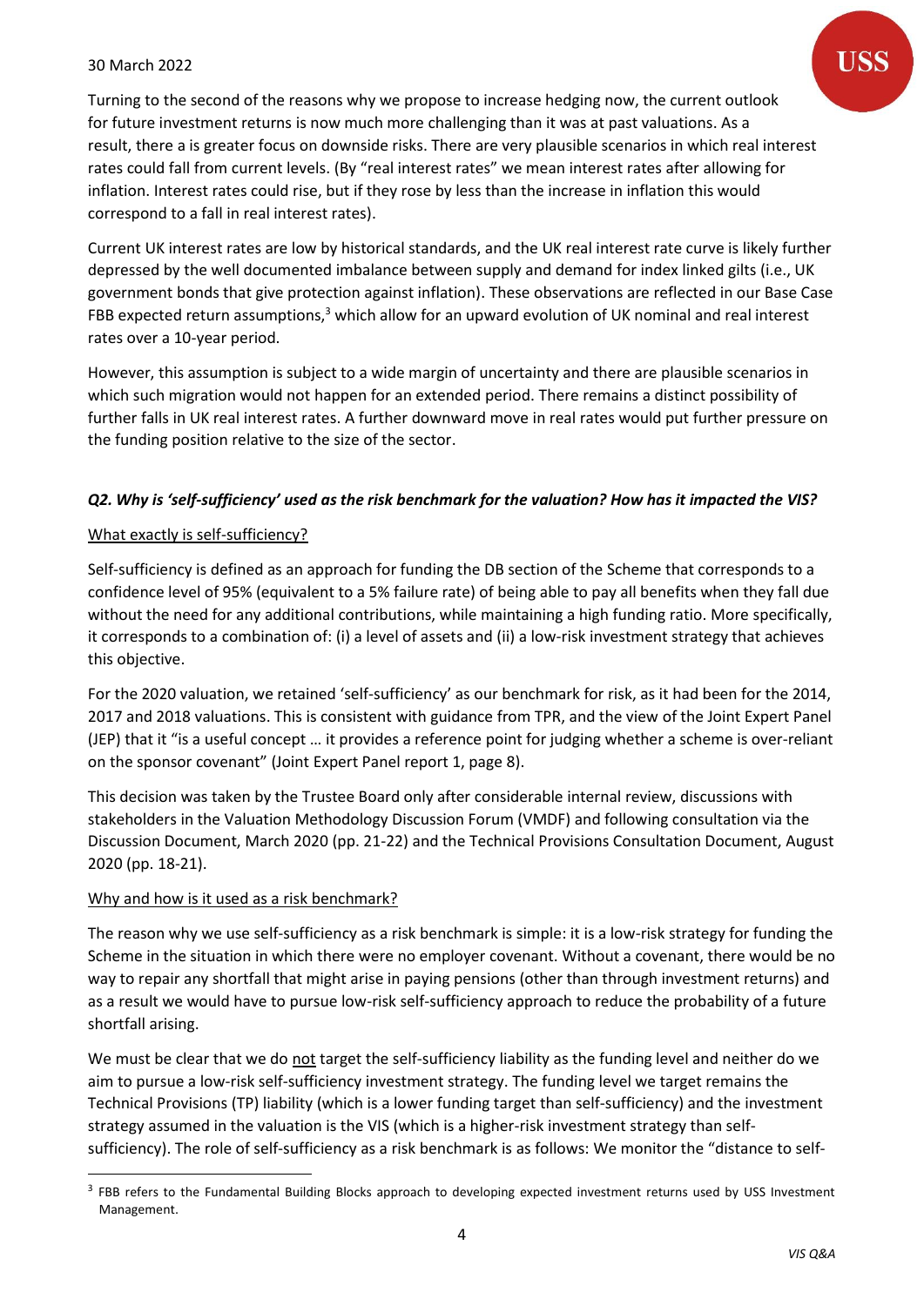Turning to the second of the reasons why we propose to increase hedging now, the current outlook for future investment returns is now much more challenging than it was at past valuations. As a result, there a is greater focus on downside risks. There are very plausible scenarios in which real interest rates could fall from current levels. (By "real interest rates" we mean interest rates after allowing for inflation. Interest rates could rise, but if they rose by less than the increase in inflation this would correspond to a fall in real interest rates).

Current UK interest rates are low by historical standards, and the UK real interest rate curve is likely further depressed by the well documented imbalance between supply and demand for index linked gilts (i.e., UK government bonds that give protection against inflation). These observations are reflected in our Base Case FBB expected return assumptions,[3] which allow for an upward evolution of UK nominal and real interest rates over a 10-year period.

However, this assumption is subject to a wide margin of uncertainty and there are plausible scenarios in which such migration would not happen for an extended period. There remains a distinct possibility of further falls in UK real interest rates. A further downward move in real rates would put further pressure on the funding position relative to the size of the sector.

### *Q2. Why is 'self-sufficiency' used as the risk benchmark for the valuation? How has it impacted the VIS?*

What exactly is self-sufficiency?

Self-sufficiency is defined as an approach for funding the DB section of the Scheme that corresponds to a confidence level of 95% (equivalent to a 5% failure rate) of being able to pay all benefits when they fall due without the need for any additional contributions, while maintaining a high funding ratio. More specifically, it corresponds to a combination of: (i) a level of assets and (ii) a low-risk investment strategy that achieves this objective.

For the 2020 valuation, we retained 'self-sufficiency' as our benchmark for risk, as it had been for the 2014, 2017 and 2018 valuations. This is consistent with guidance from TPR, and the view of the Joint Expert Panel (JEP) that it "is a useful concept … it provides a reference point for judging whether a scheme is over-reliant on the sponsor covenant" (Joint Expert Panel report 1, page 8).

This decision was taken by the Trustee Board only after considerable internal review, discussions with stakeholders in the Valuation Methodology Discussion Forum (VMDF) and following consultation via the Discussion Document, March 2020 (pp. 21-22) and the Technical Provisions Consultation Document, August 2020 (pp. 18-21).

Why and how is it used as a risk benchmark?

The reason why we use self-sufficiency as a risk benchmark is simple: it is a low-risk strategy for funding the Scheme in the situation in which there were no employer covenant. Without a covenant, there would be no way to repair any shortfall that might arise in paying pensions (other than through investment returns) and as a result we would have to pursue low-risk self-sufficiency approach to reduce the probability of a future shortfall arising.

We must be clear that we do not target the self-sufficiency liability as the funding level and neither do we aim to pursue a low-risk self-sufficiency investment strategy. The funding level we target remains the Technical Provisions (TP) liability (which is a lower funding target than self-sufficiency) and the investment strategy assumed in the valuation is the VIS (which is a higher-risk investment strategy than self-sufficiency). The role of self-sufficiency as a risk benchmark is as follows: We monitor the "distance to self-

[3] FBB refers to the Fundamental Building Blocks approach to developing expected investment returns used by USS Investment Management.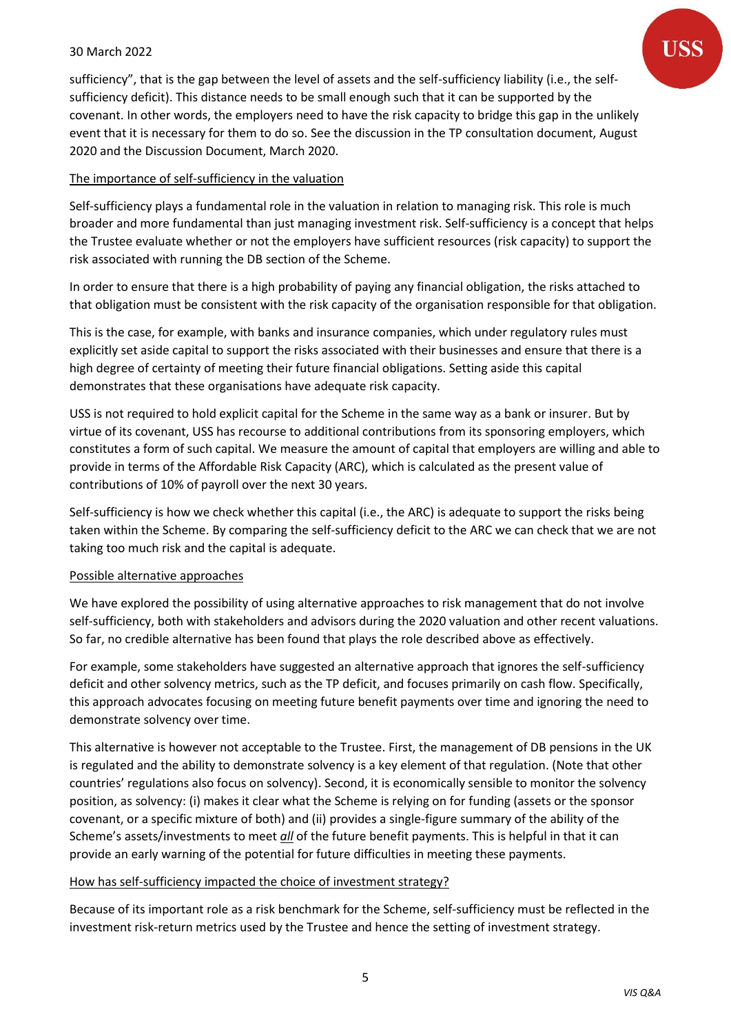sufficiency", that is the gap between the level of assets and the self-sufficiency liability (i.e., the self-sufficiency deficit). This distance needs to be small enough such that it can be supported by the covenant. In other words, the employers need to have the risk capacity to bridge this gap in the unlikely event that it is necessary for them to do so. See the discussion in the TP consultation document, August 2020 and the Discussion Document, March 2020.

<u>The importance of self-sufficiency in the valuation</u>

Self-sufficiency plays a fundamental role in the valuation in relation to managing risk. This role is much broader and more fundamental than just managing investment risk. Self-sufficiency is a concept that helps the Trustee evaluate whether or not the employers have sufficient resources (risk capacity) to support the risk associated with running the DB section of the Scheme.

In order to ensure that there is a high probability of paying any financial obligation, the risks attached to that obligation must be consistent with the risk capacity of the organisation responsible for that obligation.

This is the case, for example, with banks and insurance companies, which under regulatory rules must explicitly set aside capital to support the risks associated with their businesses and ensure that there is a high degree of certainty of meeting their future financial obligations. Setting aside this capital demonstrates that these organisations have adequate risk capacity.

USS is not required to hold explicit capital for the Scheme in the same way as a bank or insurer. But by virtue of its covenant, USS has recourse to additional contributions from its sponsoring employers, which constitutes a form of such capital. We measure the amount of capital that employers are willing and able to provide in terms of the Affordable Risk Capacity (ARC), which is calculated as the present value of contributions of 10% of payroll over the next 30 years.

Self-sufficiency is how we check whether this capital (i.e., the ARC) is adequate to support the risks being taken within the Scheme. By comparing the self-sufficiency deficit to the ARC we can check that we are not taking too much risk and the capital is adequate.

<u>Possible alternative approaches</u>

We have explored the possibility of using alternative approaches to risk management that do not involve self-sufficiency, both with stakeholders and advisors during the 2020 valuation and other recent valuations. So far, no credible alternative has been found that plays the role described above as effectively.

For example, some stakeholders have suggested an alternative approach that ignores the self-sufficiency deficit and other solvency metrics, such as the TP deficit, and focuses primarily on cash flow. Specifically, this approach advocates focusing on meeting future benefit payments over time and ignoring the need to demonstrate solvency over time.

This alternative is however not acceptable to the Trustee. First, the management of DB pensions in the UK is regulated and the ability to demonstrate solvency is a key element of that regulation. (Note that other countries' regulations also focus on solvency). Second, it is economically sensible to monitor the solvency position, as solvency: (i) makes it clear what the Scheme is relying on for funding (assets or the sponsor covenant, or a specific mixture of both) and (ii) provides a single-figure summary of the ability of the Scheme's assets/investments to meet <u>***all***</u> of the future benefit payments. This is helpful in that it can provide an early warning of the potential for future difficulties in meeting these payments.

<u>How has self-sufficiency impacted the choice of investment strategy?</u>

Because of its important role as a risk benchmark for the Scheme, self-sufficiency must be reflected in the investment risk-return metrics used by the Trustee and hence the setting of investment strategy.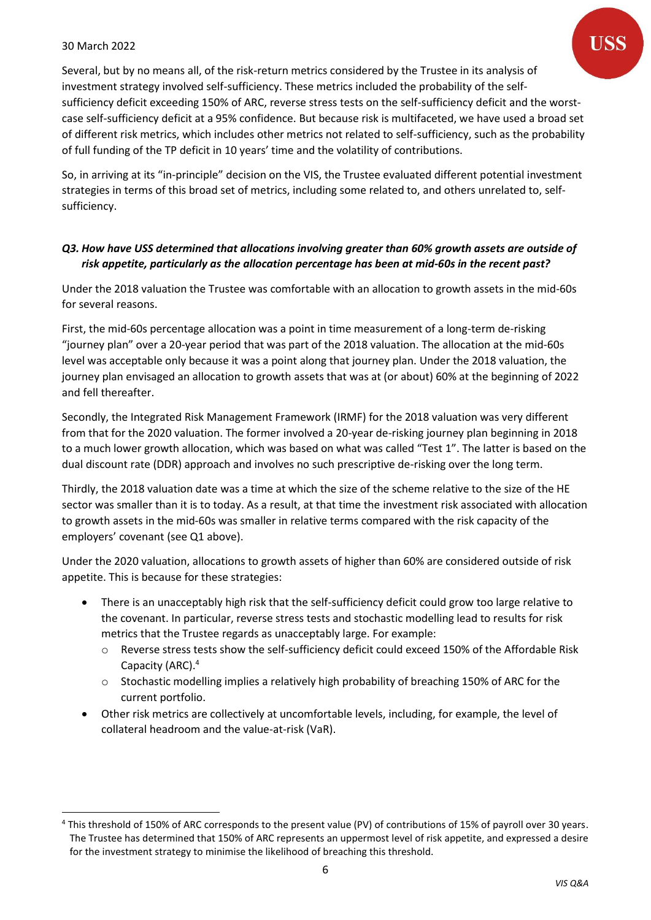Several, but by no means all, of the risk-return metrics considered by the Trustee in its analysis of investment strategy involved self-sufficiency. These metrics included the probability of the self-sufficiency deficit exceeding 150% of ARC, reverse stress tests on the self-sufficiency deficit and the worst-case self-sufficiency deficit at a 95% confidence. But because risk is multifaceted, we have used a broad set of different risk metrics, which includes other metrics not related to self-sufficiency, such as the probability of full funding of the TP deficit in 10 years' time and the volatility of contributions.

So, in arriving at its "in-principle" decision on the VIS, the Trustee evaluated different potential investment strategies in terms of this broad set of metrics, including some related to, and others unrelated to, self-sufficiency.

### *Q3. How have USS determined that allocations involving greater than 60% growth assets are outside of risk appetite, particularly as the allocation percentage has been at mid-60s in the recent past?*

Under the 2018 valuation the Trustee was comfortable with an allocation to growth assets in the mid-60s for several reasons.

First, the mid-60s percentage allocation was a point in time measurement of a long-term de-risking "journey plan" over a 20-year period that was part of the 2018 valuation. The allocation at the mid-60s level was acceptable only because it was a point along that journey plan. Under the 2018 valuation, the journey plan envisaged an allocation to growth assets that was at (or about) 60% at the beginning of 2022 and fell thereafter.

Secondly, the Integrated Risk Management Framework (IRMF) for the 2018 valuation was very different from that for the 2020 valuation. The former involved a 20-year de-risking journey plan beginning in 2018 to a much lower growth allocation, which was based on what was called "Test 1". The latter is based on the dual discount rate (DDR) approach and involves no such prescriptive de-risking over the long term.

Thirdly, the 2018 valuation date was a time at which the size of the scheme relative to the size of the HE sector was smaller than it is to today. As a result, at that time the investment risk associated with allocation to growth assets in the mid-60s was smaller in relative terms compared with the risk capacity of the employers' covenant (see Q1 above).

Under the 2020 valuation, allocations to growth assets of higher than 60% are considered outside of risk appetite. This is because for these strategies:

- There is an unacceptably high risk that the self-sufficiency deficit could grow too large relative to the covenant. In particular, reverse stress tests and stochastic modelling lead to results for risk metrics that the Trustee regards as unacceptably large. For example:
  - Reverse stress tests show the self-sufficiency deficit could exceed 150% of the Affordable Risk Capacity (ARC).[4]
  - Stochastic modelling implies a relatively high probability of breaching 150% of ARC for the current portfolio.
- Other risk metrics are collectively at uncomfortable levels, including, for example, the level of collateral headroom and the value-at-risk (VaR).

[4] This threshold of 150% of ARC corresponds to the present value (PV) of contributions of 15% of payroll over 30 years. The Trustee has determined that 150% of ARC represents an uppermost level of risk appetite, and expressed a desire for the investment strategy to minimise the likelihood of breaching this threshold.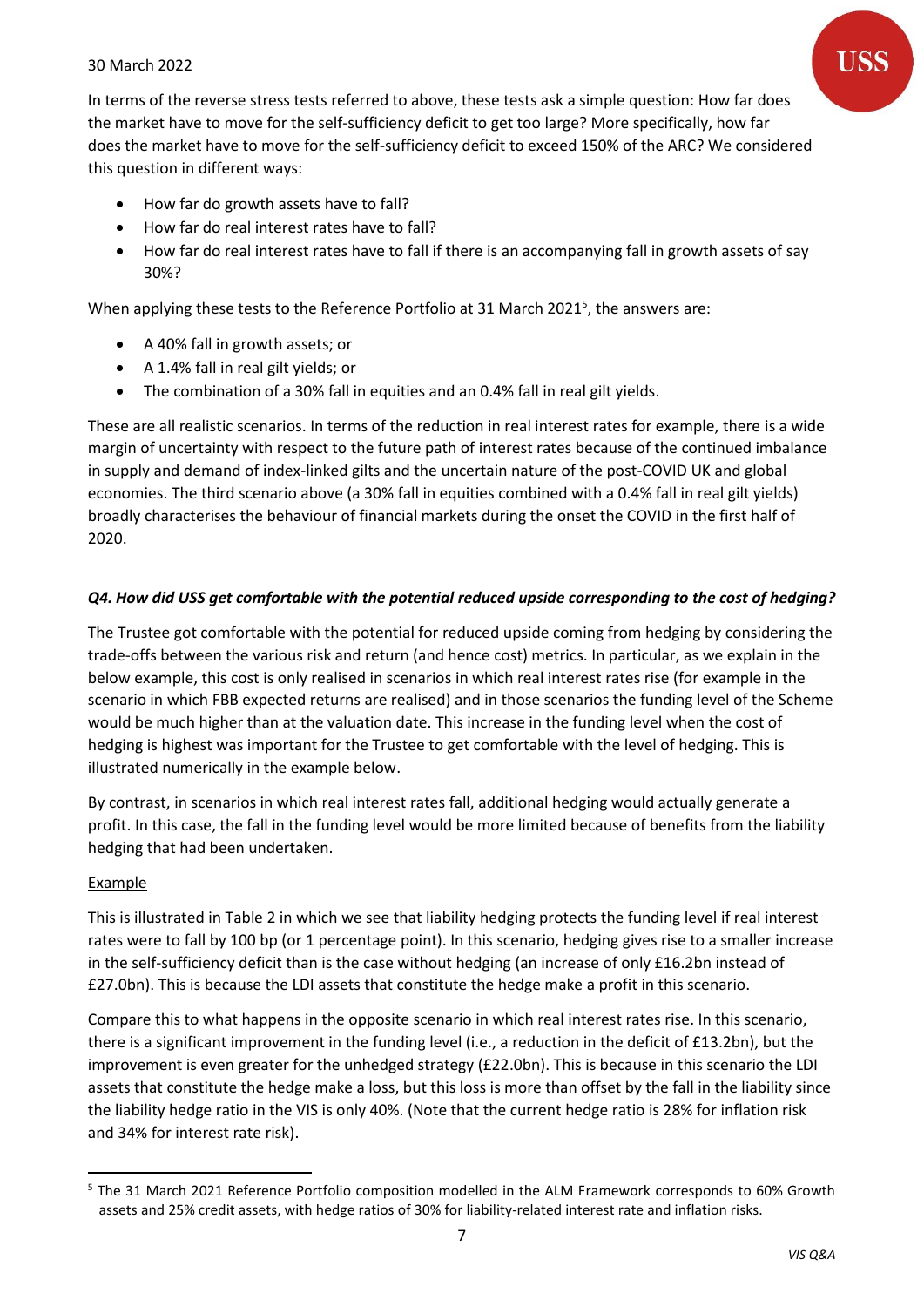In terms of the reverse stress tests referred to above, these tests ask a simple question: How far does the market have to move for the self-sufficiency deficit to get too large? More specifically, how far does the market have to move for the self-sufficiency deficit to exceed 150% of the ARC? We considered this question in different ways:

- How far do growth assets have to fall?
- How far do real interest rates have to fall?
- How far do real interest rates have to fall if there is an accompanying fall in growth assets of say 30%?

When applying these tests to the Reference Portfolio at 31 March 2021[5], the answers are:

- A 40% fall in growth assets; or
- A 1.4% fall in real gilt yields; or
- The combination of a 30% fall in equities and an 0.4% fall in real gilt yields.

These are all realistic scenarios. In terms of the reduction in real interest rates for example, there is a wide margin of uncertainty with respect to the future path of interest rates because of the continued imbalance in supply and demand of index-linked gilts and the uncertain nature of the post-COVID UK and global economies. The third scenario above (a 30% fall in equities combined with a 0.4% fall in real gilt yields) broadly characterises the behaviour of financial markets during the onset the COVID in the first half of 2020.

### *Q4. How did USS get comfortable with the potential reduced upside corresponding to the cost of hedging?*

The Trustee got comfortable with the potential for reduced upside coming from hedging by considering the trade-offs between the various risk and return (and hence cost) metrics. In particular, as we explain in the below example, this cost is only realised in scenarios in which real interest rates rise (for example in the scenario in which FBB expected returns are realised) and in those scenarios the funding level of the Scheme would be much higher than at the valuation date. This increase in the funding level when the cost of hedging is highest was important for the Trustee to get comfortable with the level of hedging. This is illustrated numerically in the example below.

By contrast, in scenarios in which real interest rates fall, additional hedging would actually generate a profit. In this case, the fall in the funding level would be more limited because of benefits from the liability hedging that had been undertaken.

<u>Example</u>

This is illustrated in Table 2 in which we see that liability hedging protects the funding level if real interest rates were to fall by 100 bp (or 1 percentage point). In this scenario, hedging gives rise to a smaller increase in the self-sufficiency deficit than is the case without hedging (an increase of only £16.2bn instead of £27.0bn). This is because the LDI assets that constitute the hedge make a profit in this scenario.

Compare this to what happens in the opposite scenario in which real interest rates rise. In this scenario, there is a significant improvement in the funding level (i.e., a reduction in the deficit of £13.2bn), but the improvement is even greater for the unhedged strategy (£22.0bn). This is because in this scenario the LDI assets that constitute the hedge make a loss, but this loss is more than offset by the fall in the liability since the liability hedge ratio in the VIS is only 40%. (Note that the current hedge ratio is 28% for inflation risk and 34% for interest rate risk).

[5] The 31 March 2021 Reference Portfolio composition modelled in the ALM Framework corresponds to 60% Growth assets and 25% credit assets, with hedge ratios of 30% for liability-related interest rate and inflation risks.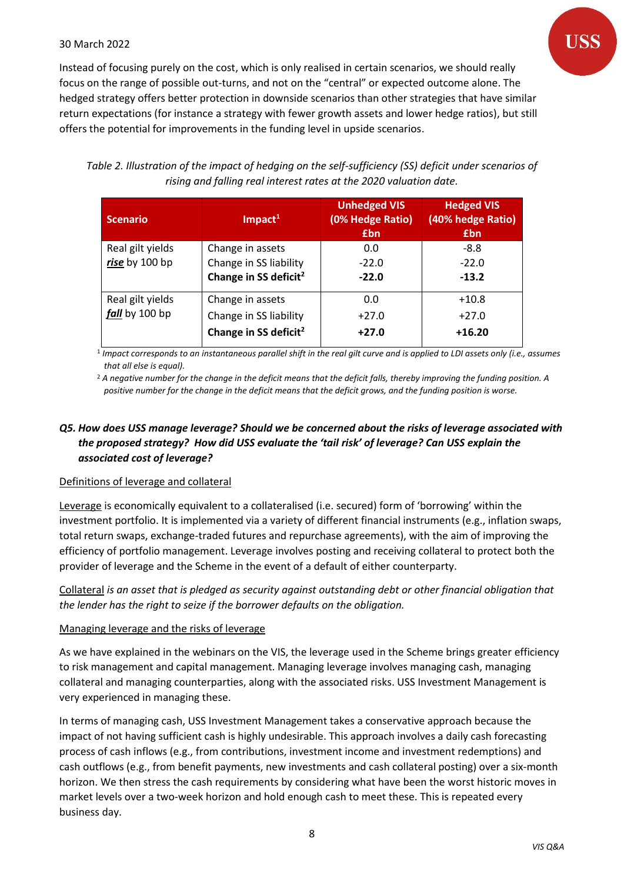Instead of focusing purely on the cost, which is only realised in certain scenarios, we should really focus on the range of possible out-turns, and not on the "central" or expected outcome alone. The hedged strategy offers better protection in downside scenarios than other strategies that have similar return expectations (for instance a strategy with fewer growth assets and lower hedge ratios), but still offers the potential for improvements in the funding level in upside scenarios.

*Table 2. Illustration of the impact of hedging on the self-sufficiency (SS) deficit under scenarios of rising and falling real interest rates at the 2020 valuation date.*

| Scenario | Impact[1] | Unhedged VIS (0% Hedge Ratio) £bn | Hedged VIS (40% hedge Ratio) £bn |
|---|---|---|---|
| Real gilt yields ***rise*** by 100 bp | Change in assets | 0.0 | -8.8 |
| | Change in SS liability | -22.0 | -22.0 |
| | **Change in SS deficit[2]** | **-22.0** | **-13.2** |
| Real gilt yields ***fall*** by 100 bp | Change in assets | 0.0 | +10.8 |
| | Change in SS liability | +27.0 | +27.0 |
| | **Change in SS deficit[2]** | **+27.0** | **+16.20** |

[1] *Impact corresponds to an instantaneous parallel shift in the real gilt curve and is applied to LDI assets only (i.e., assumes that all else is equal).*

[2] *A negative number for the change in the deficit means that the deficit falls, thereby improving the funding position. A positive number for the change in the deficit means that the deficit grows, and the funding position is worse.*

### *Q5. How does USS manage leverage? Should we be concerned about the risks of leverage associated with the proposed strategy? How did USS evaluate the 'tail risk' of leverage? Can USS explain the associated cost of leverage?*

Definitions of leverage and collateral

Leverage is economically equivalent to a collateralised (i.e. secured) form of 'borrowing' within the investment portfolio. It is implemented via a variety of different financial instruments (e.g., inflation swaps, total return swaps, exchange-traded futures and repurchase agreements), with the aim of improving the efficiency of portfolio management. Leverage involves posting and receiving collateral to protect both the provider of leverage and the Scheme in the event of a default of either counterparty.

Collateral *is an asset that is pledged as security against outstanding debt or other financial obligation that the lender has the right to seize if the borrower defaults on the obligation.*

Managing leverage and the risks of leverage

As we have explained in the webinars on the VIS, the leverage used in the Scheme brings greater efficiency to risk management and capital management. Managing leverage involves managing cash, managing collateral and managing counterparties, along with the associated risks. USS Investment Management is very experienced in managing these.

In terms of managing cash, USS Investment Management takes a conservative approach because the impact of not having sufficient cash is highly undesirable. This approach involves a daily cash forecasting process of cash inflows (e.g., from contributions, investment income and investment redemptions) and cash outflows (e.g., from benefit payments, new investments and cash collateral posting) over a six-month horizon. We then stress the cash requirements by considering what have been the worst historic moves in market levels over a two-week horizon and hold enough cash to meet these. This is repeated every business day.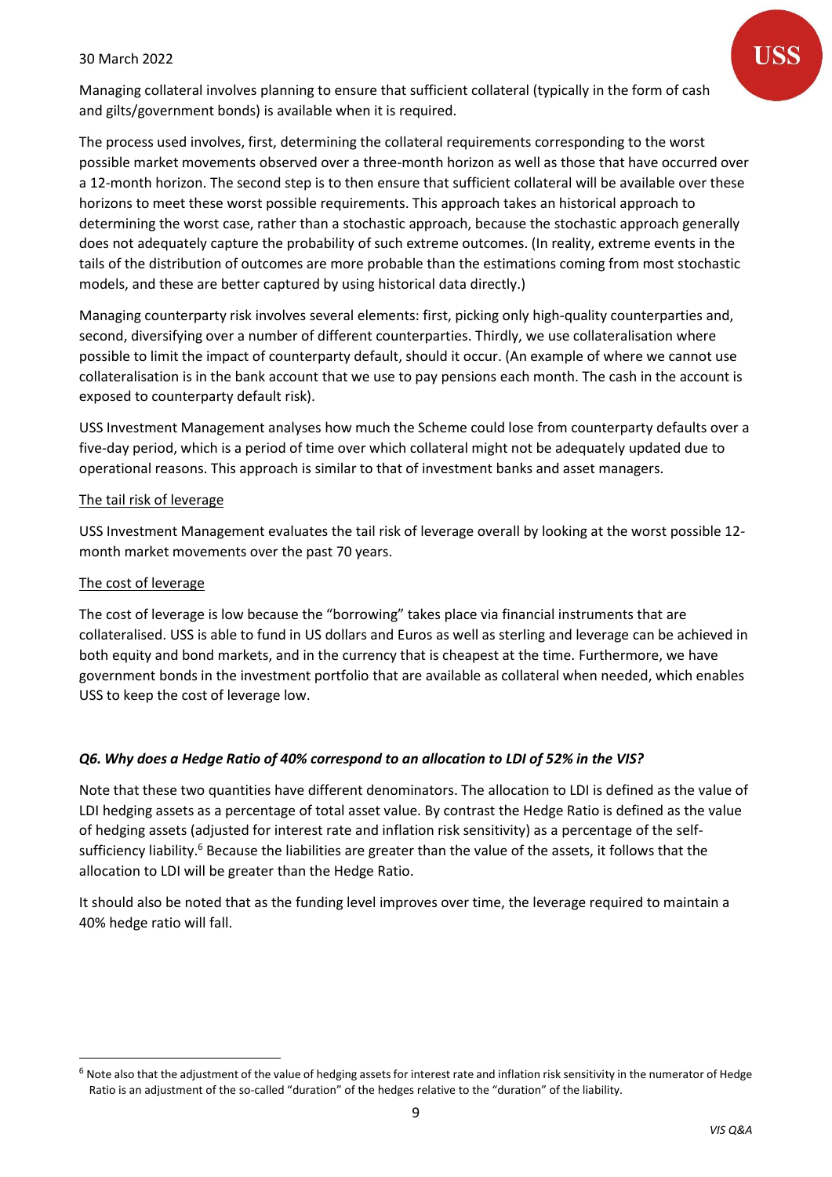Managing collateral involves planning to ensure that sufficient collateral (typically in the form of cash and gilts/government bonds) is available when it is required.

The process used involves, first, determining the collateral requirements corresponding to the worst possible market movements observed over a three-month horizon as well as those that have occurred over a 12-month horizon. The second step is to then ensure that sufficient collateral will be available over these horizons to meet these worst possible requirements. This approach takes an historical approach to determining the worst case, rather than a stochastic approach, because the stochastic approach generally does not adequately capture the probability of such extreme outcomes. (In reality, extreme events in the tails of the distribution of outcomes are more probable than the estimations coming from most stochastic models, and these are better captured by using historical data directly.)

Managing counterparty risk involves several elements: first, picking only high-quality counterparties and, second, diversifying over a number of different counterparties. Thirdly, we use collateralisation where possible to limit the impact of counterparty default, should it occur. (An example of where we cannot use collateralisation is in the bank account that we use to pay pensions each month. The cash in the account is exposed to counterparty default risk).

USS Investment Management analyses how much the Scheme could lose from counterparty defaults over a five-day period, which is a period of time over which collateral might not be adequately updated due to operational reasons. This approach is similar to that of investment banks and asset managers.

The tail risk of leverage

USS Investment Management evaluates the tail risk of leverage overall by looking at the worst possible 12-month market movements over the past 70 years.

The cost of leverage

The cost of leverage is low because the "borrowing" takes place via financial instruments that are collateralised. USS is able to fund in US dollars and Euros as well as sterling and leverage can be achieved in both equity and bond markets, and in the currency that is cheapest at the time. Furthermore, we have government bonds in the investment portfolio that are available as collateral when needed, which enables USS to keep the cost of leverage low.

### *Q6. Why does a Hedge Ratio of 40% correspond to an allocation to LDI of 52% in the VIS?*

Note that these two quantities have different denominators. The allocation to LDI is defined as the value of LDI hedging assets as a percentage of total asset value. By contrast the Hedge Ratio is defined as the value of hedging assets (adjusted for interest rate and inflation risk sensitivity) as a percentage of the self-sufficiency liability.[6] Because the liabilities are greater than the value of the assets, it follows that the allocation to LDI will be greater than the Hedge Ratio.

It should also be noted that as the funding level improves over time, the leverage required to maintain a 40% hedge ratio will fall.

---

[6] Note also that the adjustment of the value of hedging assets for interest rate and inflation risk sensitivity in the numerator of Hedge Ratio is an adjustment of the so-called "duration" of the hedges relative to the "duration" of the liability.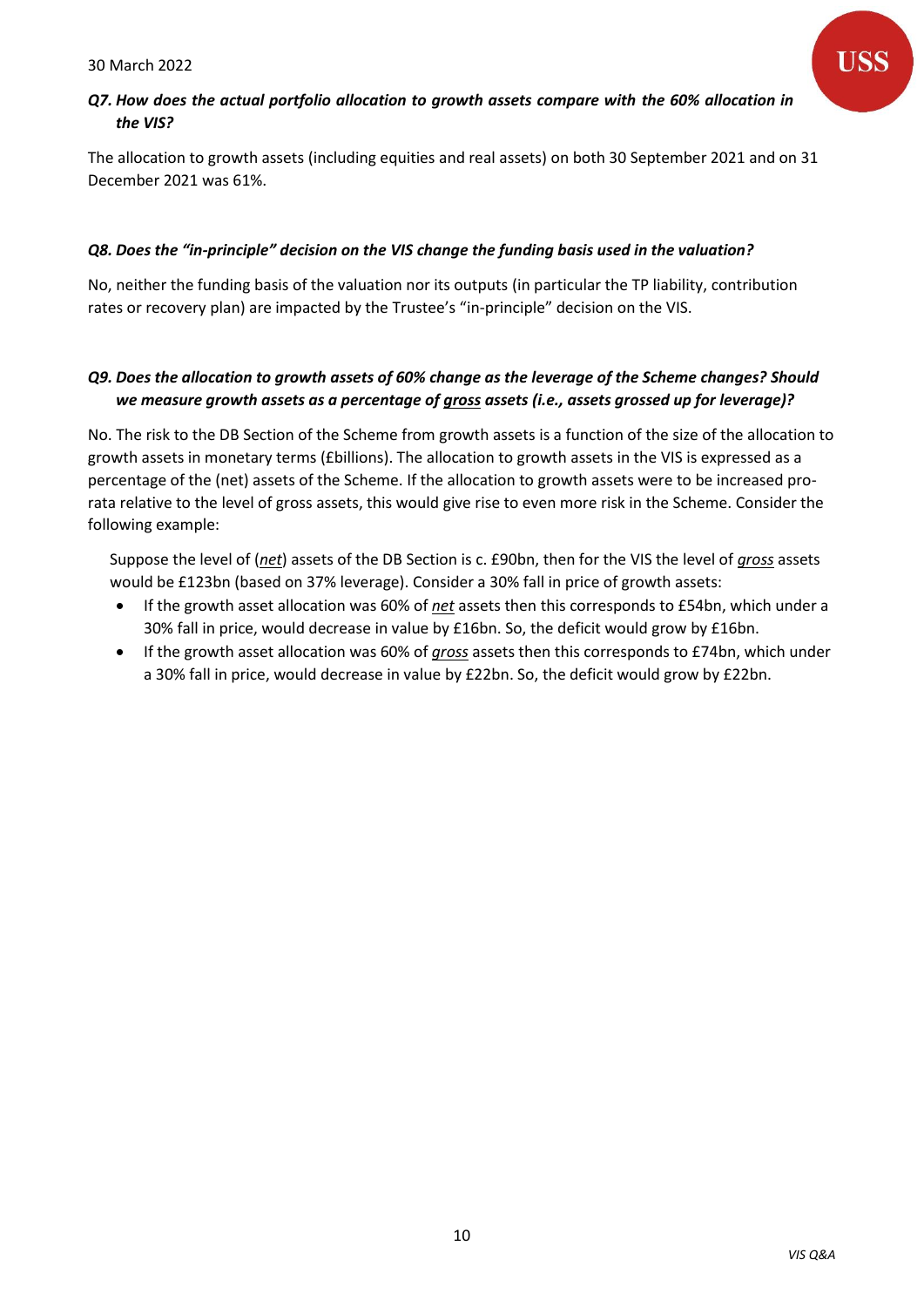***Q7. How does the actual portfolio allocation to growth assets compare with the 60% allocation in the VIS?***

The allocation to growth assets (including equities and real assets) on both 30 September 2021 and on 31 December 2021 was 61%.

***Q8. Does the "in-principle" decision on the VIS change the funding basis used in the valuation?***

No, neither the funding basis of the valuation nor its outputs (in particular the TP liability, contribution rates or recovery plan) are impacted by the Trustee's "in-principle" decision on the VIS.

***Q9. Does the allocation to growth assets of 60% change as the leverage of the Scheme changes? Should we measure growth assets as a percentage of gross assets (i.e., assets grossed up for leverage)?***

No. The risk to the DB Section of the Scheme from growth assets is a function of the size of the allocation to growth assets in monetary terms (£billions). The allocation to growth assets in the VIS is expressed as a percentage of the (net) assets of the Scheme. If the allocation to growth assets were to be increased pro-rata relative to the level of gross assets, this would give rise to even more risk in the Scheme. Consider the following example:

Suppose the level of (*net*) assets of the DB Section is c. £90bn, then for the VIS the level of *gross* assets would be £123bn (based on 37% leverage). Consider a 30% fall in price of growth assets:

- If the growth asset allocation was 60% of *net* assets then this corresponds to £54bn, which under a 30% fall in price, would decrease in value by £16bn. So, the deficit would grow by £16bn.
- If the growth asset allocation was 60% of *gross* assets then this corresponds to £74bn, which under a 30% fall in price, would decrease in value by £22bn. So, the deficit would grow by £22bn.